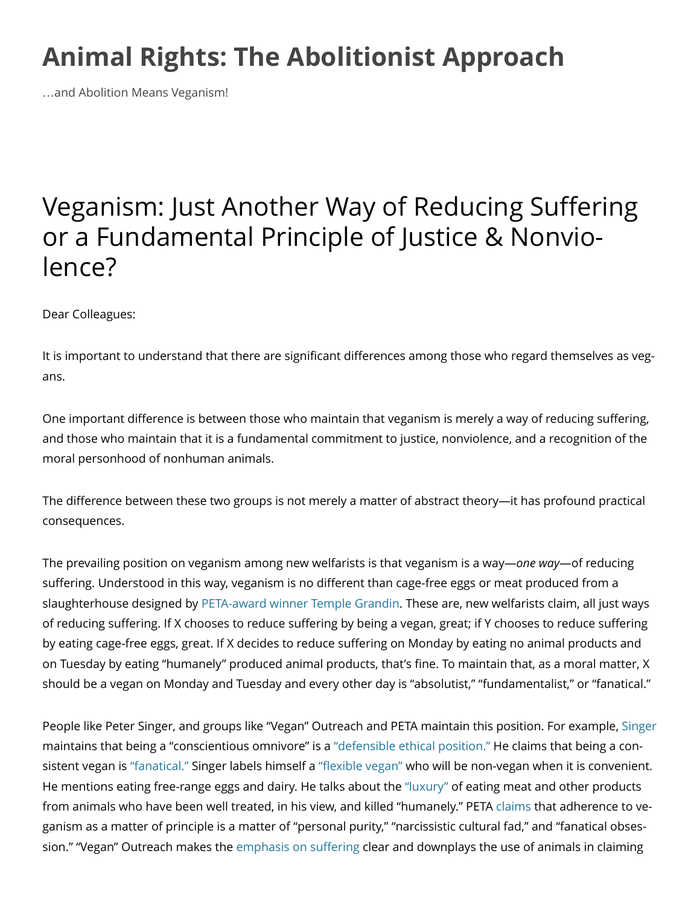# Animal Rights: The Abolitionist Approach

…and Abolition Means Veganism!

## Veganism: Just Another Way of Reducing Suffering or a Fundamental Principle of Justice & Nonviolence?

Dear Colleagues:

It is important to understand that there are significant differences among those who regard themselves as vegans.

One important difference is between those who maintain that veganism is merely a way of reducing suffering, and those who maintain that it is a fundamental commitment to justice, nonviolence, and a recognition of the moral personhood of nonhuman animals.

The difference between these two groups is not merely a matter of abstract theory—it has profound practical consequences.

The prevailing position on veganism among new welfarists is that veganism is a way—*one way*—of reducing suffering. Understood in this way, veganism is no different than cage-free eggs or meat produced from a slaughterhouse designed by PETA-award winner Temple Grandin. These are, new welfarists claim, all just ways of reducing suffering. If X chooses to reduce suffering by being a vegan, great; if Y chooses to reduce suffering by eating cage-free eggs, great. If X decides to reduce suffering on Monday by eating no animal products and on Tuesday by eating "humanely" produced animal products, that's fine. To maintain that, as a moral matter, X should be a vegan on Monday and Tuesday and every other day is "absolutist," "fundamentalist," or "fanatical."

People like Peter Singer, and groups like "Vegan" Outreach and PETA maintain this position. For example, Singer maintains that being a "conscientious omnivore" is a "defensible ethical position." He claims that being a consistent vegan is "fanatical." Singer labels himself a "flexible vegan" who will be non-vegan when it is convenient. He mentions eating free-range eggs and dairy. He talks about the "luxury" of eating meat and other products from animals who have been well treated, in his view, and killed "humanely." PETA claims that adherence to veganism as a matter of principle is a matter of "personal purity," "narcissistic cultural fad," and "fanatical obsession." "Vegan" Outreach makes the emphasis on suffering clear and downplays the use of animals in claiming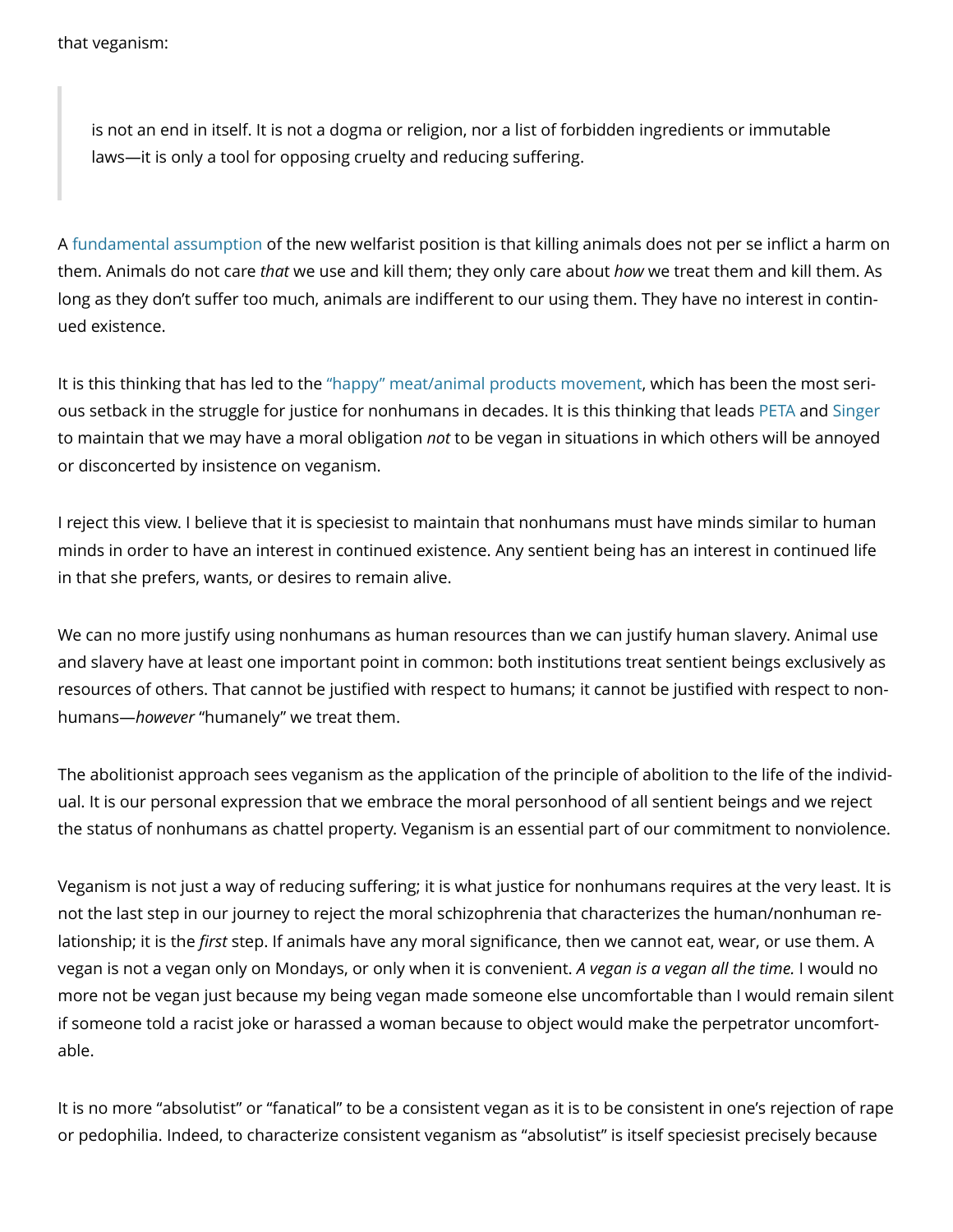that veganism:

> is not an end in itself. It is not a dogma or religion, nor a list of forbidden ingredients or immutable laws—it is only a tool for opposing cruelty and reducing suffering.

A fundamental assumption of the new welfarist position is that killing animals does not per se inflict a harm on them. Animals do not care *that* we use and kill them; they only care about *how* we treat them and kill them. As long as they don't suffer too much, animals are indifferent to our using them. They have no interest in continued existence.

It is this thinking that has led to the "happy" meat/animal products movement, which has been the most serious setback in the struggle for justice for nonhumans in decades. It is this thinking that leads PETA and Singer to maintain that we may have a moral obligation *not* to be vegan in situations in which others will be annoyed or disconcerted by insistence on veganism.

I reject this view. I believe that it is speciesist to maintain that nonhumans must have minds similar to human minds in order to have an interest in continued existence. Any sentient being has an interest in continued life in that she prefers, wants, or desires to remain alive.

We can no more justify using nonhumans as human resources than we can justify human slavery. Animal use and slavery have at least one important point in common: both institutions treat sentient beings exclusively as resources of others. That cannot be justified with respect to humans; it cannot be justified with respect to nonhumans—*however* "humanely" we treat them.

The abolitionist approach sees veganism as the application of the principle of abolition to the life of the individual. It is our personal expression that we embrace the moral personhood of all sentient beings and we reject the status of nonhumans as chattel property. Veganism is an essential part of our commitment to nonviolence.

Veganism is not just a way of reducing suffering; it is what justice for nonhumans requires at the very least. It is not the last step in our journey to reject the moral schizophrenia that characterizes the human/nonhuman relationship; it is the *first* step. If animals have any moral significance, then we cannot eat, wear, or use them. A vegan is not a vegan only on Mondays, or only when it is convenient. *A vegan is a vegan all the time.* I would no more not be vegan just because my being vegan made someone else uncomfortable than I would remain silent if someone told a racist joke or harassed a woman because to object would make the perpetrator uncomfortable.

It is no more "absolutist" or "fanatical" to be a consistent vegan as it is to be consistent in one's rejection of rape or pedophilia. Indeed, to characterize consistent veganism as "absolutist" is itself speciesist precisely because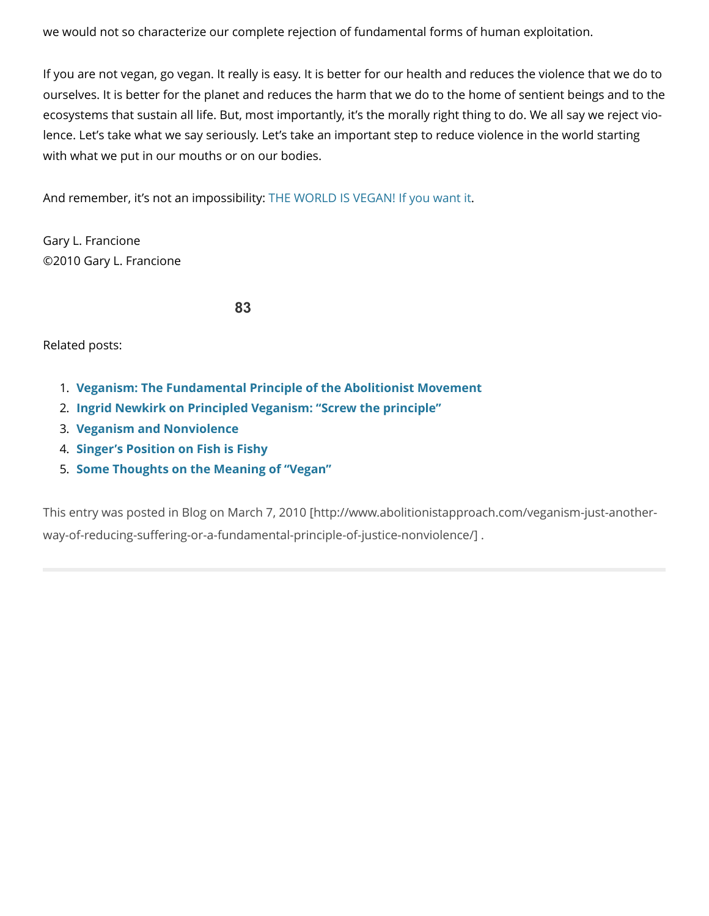we would not so characterize our complete rejection of fundamental forms of human exploitation.

If you are not vegan, go vegan. It really is easy. It is better for our health and reduces the violence that we do to ourselves. It is better for the planet and reduces the harm that we do to the home of sentient beings and to the ecosystems that sustain all life. But, most importantly, it's the morally right thing to do. We all say we reject violence. Let's take what we say seriously. Let's take an important step to reduce violence in the world starting with what we put in our mouths or on our bodies.

And remember, it's not an impossibility: THE WORLD IS VEGAN! If you want it.

Gary L. Francione
©2010 Gary L. Francione

**83**

Related posts:

1. **Veganism: The Fundamental Principle of the Abolitionist Movement**
2. **Ingrid Newkirk on Principled Veganism: "Screw the principle"**
3. **Veganism and Nonviolence**
4. **Singer's Position on Fish is Fishy**
5. **Some Thoughts on the Meaning of "Vegan"**

This entry was posted in Blog on March 7, 2010 [http://www.abolitionistapproach.com/veganism-just-another-way-of-reducing-suffering-or-a-fundamental-principle-of-justice-nonviolence/] .